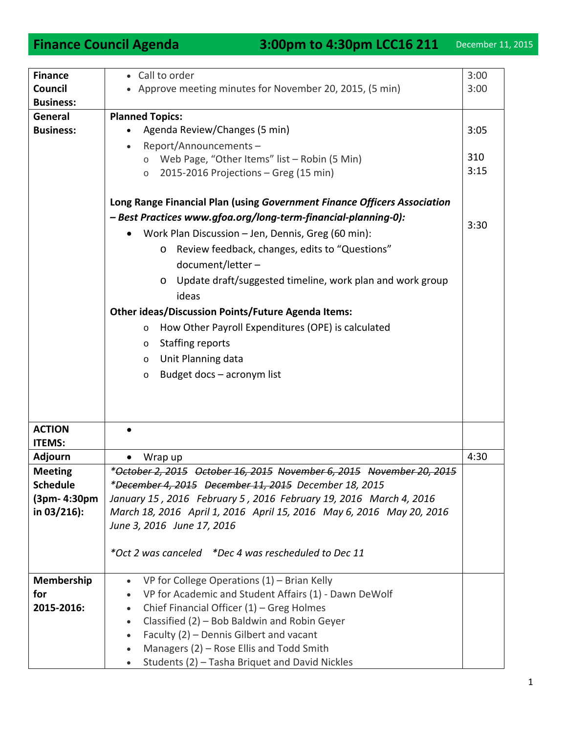# Finance Council Agenda 3:00pm to 4:30pm LCC16 211

December 11, 2015

| | | |
|---|---|---|
| **Finance Council Business:** | • Call to order<br>• Approve meeting minutes for November 20, 2015, (5 min) | 3:00<br>3:00 |
| **General Business:** | **Planned Topics:**<br>• Agenda Review/Changes (5 min)<br>• Report/Announcements –<br>  o Web Page, "Other Items" list – Robin (5 Min)<br>  o 2015-2016 Projections – Greg (15 min)<br><br>**Long Range Financial Plan (using *Government Finance Officers Association – Best Practices www.gfoa.org/long-term-financial-planning-0):***<br>• Work Plan Discussion – Jen, Dennis, Greg (60 min):<br>  o Review feedback, changes, edits to "Questions" document/letter –<br>  o Update draft/suggested timeline, work plan and work group ideas<br>**Other ideas/Discussion Points/Future Agenda Items:**<br>  o How Other Payroll Expenditures (OPE) is calculated<br>  o Staffing reports<br>  o Unit Planning data<br>  o Budget docs – acronym list | <br>3:05<br><br>310<br>3:15<br><br><br>3:30 |
| **ACTION ITEMS:** | • | |
| **Adjourn** | • Wrap up | 4:30 |
| **Meeting Schedule (3pm- 4:30pm in 03/216):** | *~~*October 2, 2015~~ ~~October 16, 2015~~ ~~November 6, 2015~~ ~~November 20, 2015~~ ~~*December 4, 2015~~ ~~December 11, 2015~~ December 18, 2015 January 15 , 2016 February 5 , 2016 February 19, 2016 March 4, 2016 March 18, 2016 April 1, 2016 April 15, 2016 May 6, 2016 May 20, 2016 June 3, 2016 June 17, 2016*<br><br>*\*Oct 2 was canceled \*Dec 4 was rescheduled to Dec 11* | |
| **Membership for 2015-2016:** | • VP for College Operations (1) – Brian Kelly<br>• VP for Academic and Student Affairs (1) - Dawn DeWolf<br>• Chief Financial Officer (1) – Greg Holmes<br>• Classified (2) – Bob Baldwin and Robin Geyer<br>• Faculty (2) – Dennis Gilbert and vacant<br>• Managers (2) – Rose Ellis and Todd Smith<br>• Students (2) – Tasha Briquet and David Nickles | |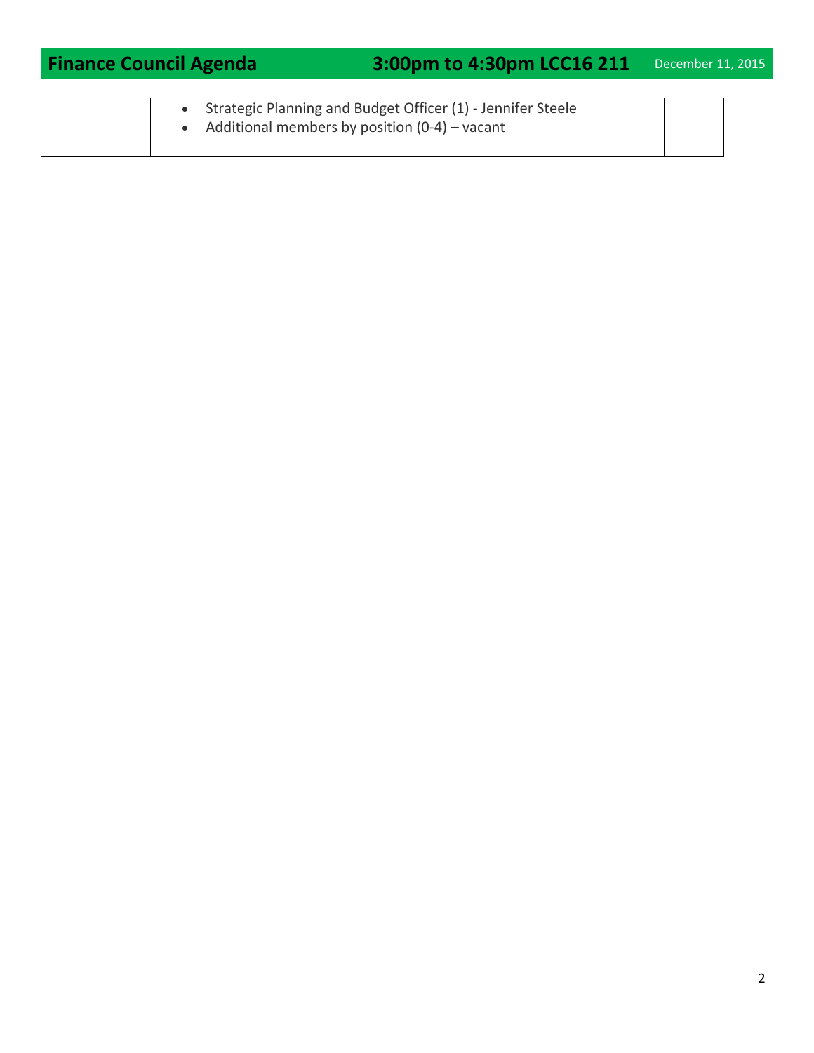| | | |
|---|---|---|
| | • Strategic Planning and Budget Officer (1) - Jennifer Steele<br>• Additional members by position (0-4) – vacant | |